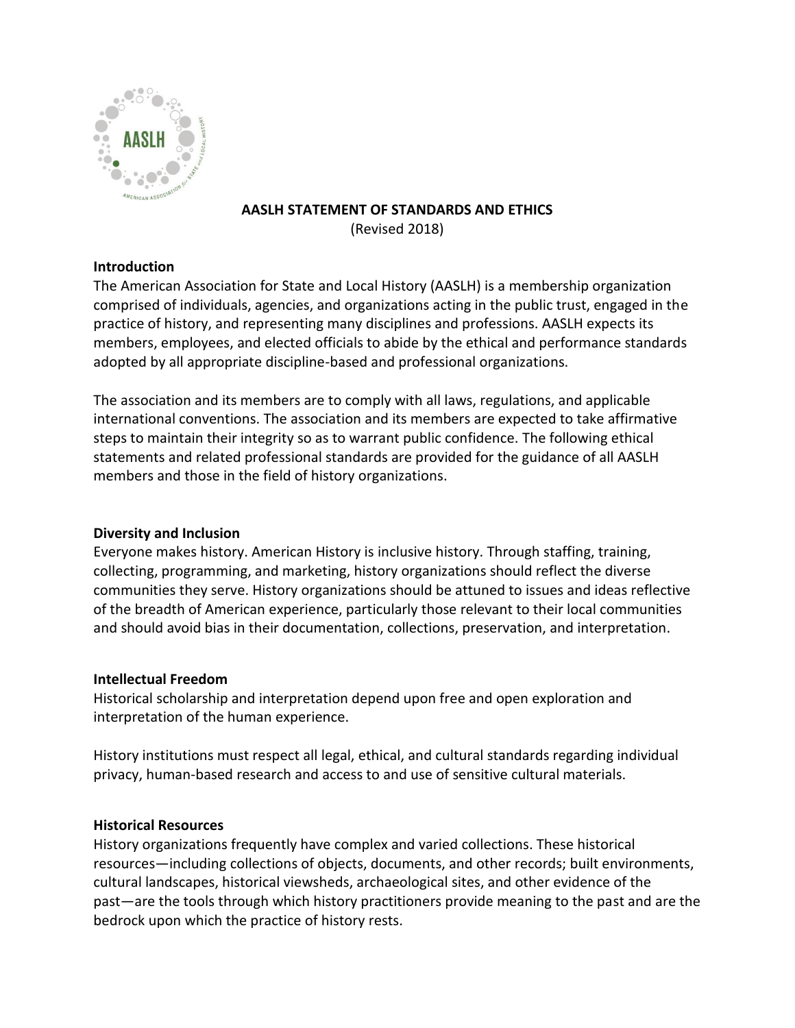# AASLH STATEMENT OF STANDARDS AND ETHICS

(Revised 2018)

## Introduction

The American Association for State and Local History (AASLH) is a membership organization comprised of individuals, agencies, and organizations acting in the public trust, engaged in the practice of history, and representing many disciplines and professions. AASLH expects its members, employees, and elected officials to abide by the ethical and performance standards adopted by all appropriate discipline-based and professional organizations.

The association and its members are to comply with all laws, regulations, and applicable international conventions. The association and its members are expected to take affirmative steps to maintain their integrity so as to warrant public confidence. The following ethical statements and related professional standards are provided for the guidance of all AASLH members and those in the field of history organizations.

## Diversity and Inclusion

Everyone makes history. American History is inclusive history. Through staffing, training, collecting, programming, and marketing, history organizations should reflect the diverse communities they serve. History organizations should be attuned to issues and ideas reflective of the breadth of American experience, particularly those relevant to their local communities and should avoid bias in their documentation, collections, preservation, and interpretation.

## Intellectual Freedom

Historical scholarship and interpretation depend upon free and open exploration and interpretation of the human experience.

History institutions must respect all legal, ethical, and cultural standards regarding individual privacy, human-based research and access to and use of sensitive cultural materials.

## Historical Resources

History organizations frequently have complex and varied collections. These historical resources—including collections of objects, documents, and other records; built environments, cultural landscapes, historical viewsheds, archaeological sites, and other evidence of the past—are the tools through which history practitioners provide meaning to the past and are the bedrock upon which the practice of history rests.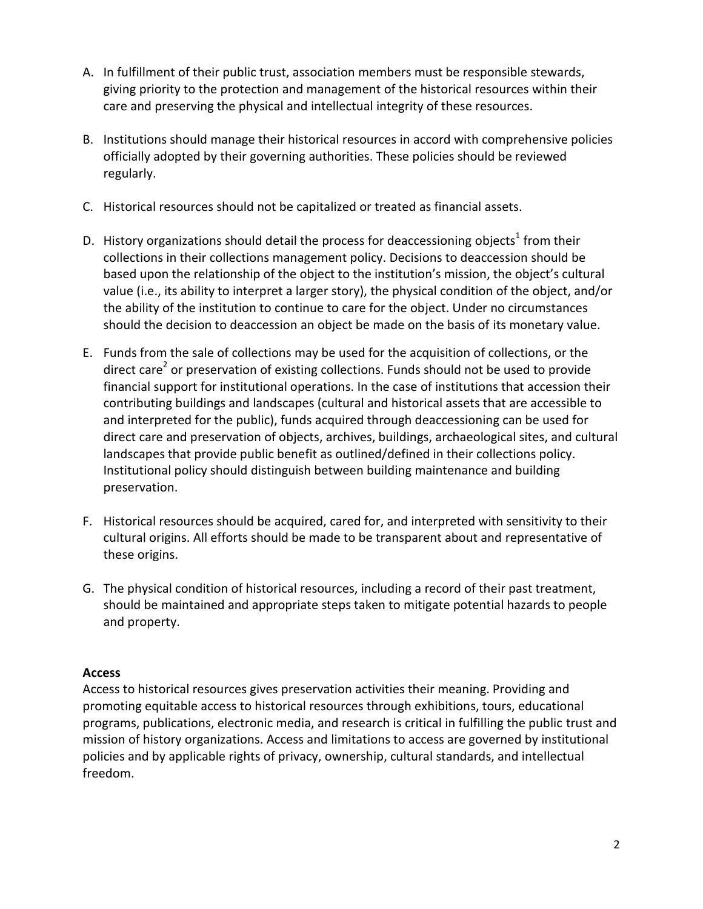A. In fulfillment of their public trust, association members must be responsible stewards, giving priority to the protection and management of the historical resources within their care and preserving the physical and intellectual integrity of these resources.

B. Institutions should manage their historical resources in accord with comprehensive policies officially adopted by their governing authorities. These policies should be reviewed regularly.

C. Historical resources should not be capitalized or treated as financial assets.

D. History organizations should detail the process for deaccessioning objects[1] from their collections in their collections management policy. Decisions to deaccession should be based upon the relationship of the object to the institution's mission, the object's cultural value (i.e., its ability to interpret a larger story), the physical condition of the object, and/or the ability of the institution to continue to care for the object. Under no circumstances should the decision to deaccession an object be made on the basis of its monetary value.

E. Funds from the sale of collections may be used for the acquisition of collections, or the direct care[2] or preservation of existing collections. Funds should not be used to provide financial support for institutional operations. In the case of institutions that accession their contributing buildings and landscapes (cultural and historical assets that are accessible to and interpreted for the public), funds acquired through deaccessioning can be used for direct care and preservation of objects, archives, buildings, archaeological sites, and cultural landscapes that provide public benefit as outlined/defined in their collections policy. Institutional policy should distinguish between building maintenance and building preservation.

F. Historical resources should be acquired, cared for, and interpreted with sensitivity to their cultural origins. All efforts should be made to be transparent about and representative of these origins.

G. The physical condition of historical resources, including a record of their past treatment, should be maintained and appropriate steps taken to mitigate potential hazards to people and property.

**Access**

Access to historical resources gives preservation activities their meaning. Providing and promoting equitable access to historical resources through exhibitions, tours, educational programs, publications, electronic media, and research is critical in fulfilling the public trust and mission of history organizations. Access and limitations to access are governed by institutional policies and by applicable rights of privacy, ownership, cultural standards, and intellectual freedom.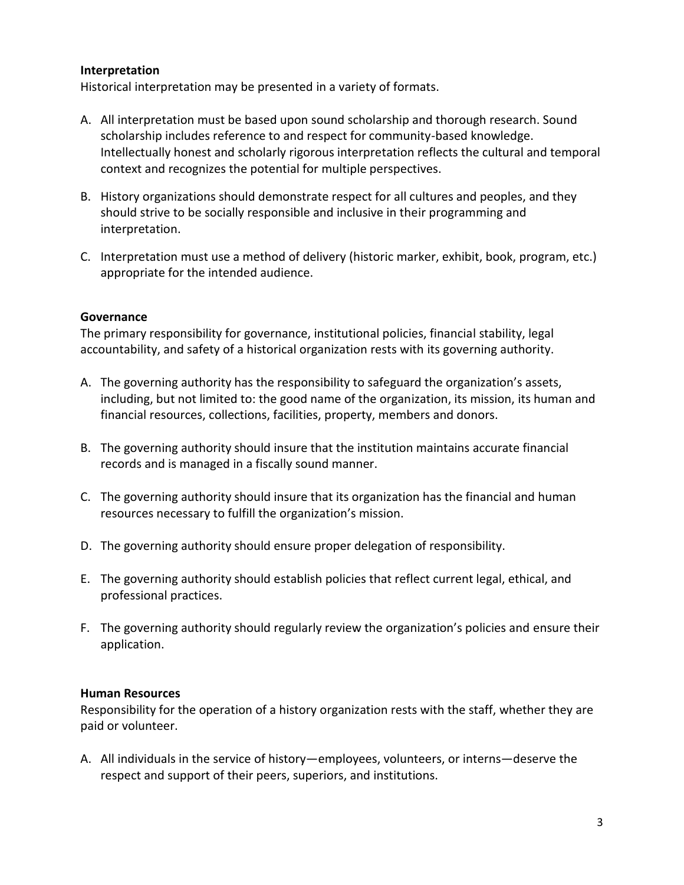**Interpretation**

Historical interpretation may be presented in a variety of formats.

A. All interpretation must be based upon sound scholarship and thorough research. Sound scholarship includes reference to and respect for community-based knowledge. Intellectually honest and scholarly rigorous interpretation reflects the cultural and temporal context and recognizes the potential for multiple perspectives.

B. History organizations should demonstrate respect for all cultures and peoples, and they should strive to be socially responsible and inclusive in their programming and interpretation.

C. Interpretation must use a method of delivery (historic marker, exhibit, book, program, etc.) appropriate for the intended audience.

**Governance**

The primary responsibility for governance, institutional policies, financial stability, legal accountability, and safety of a historical organization rests with its governing authority.

A. The governing authority has the responsibility to safeguard the organization's assets, including, but not limited to: the good name of the organization, its mission, its human and financial resources, collections, facilities, property, members and donors.

B. The governing authority should insure that the institution maintains accurate financial records and is managed in a fiscally sound manner.

C. The governing authority should insure that its organization has the financial and human resources necessary to fulfill the organization's mission.

D. The governing authority should ensure proper delegation of responsibility.

E. The governing authority should establish policies that reflect current legal, ethical, and professional practices.

F. The governing authority should regularly review the organization's policies and ensure their application.

**Human Resources**

Responsibility for the operation of a history organization rests with the staff, whether they are paid or volunteer.

A. All individuals in the service of history—employees, volunteers, or interns—deserve the respect and support of their peers, superiors, and institutions.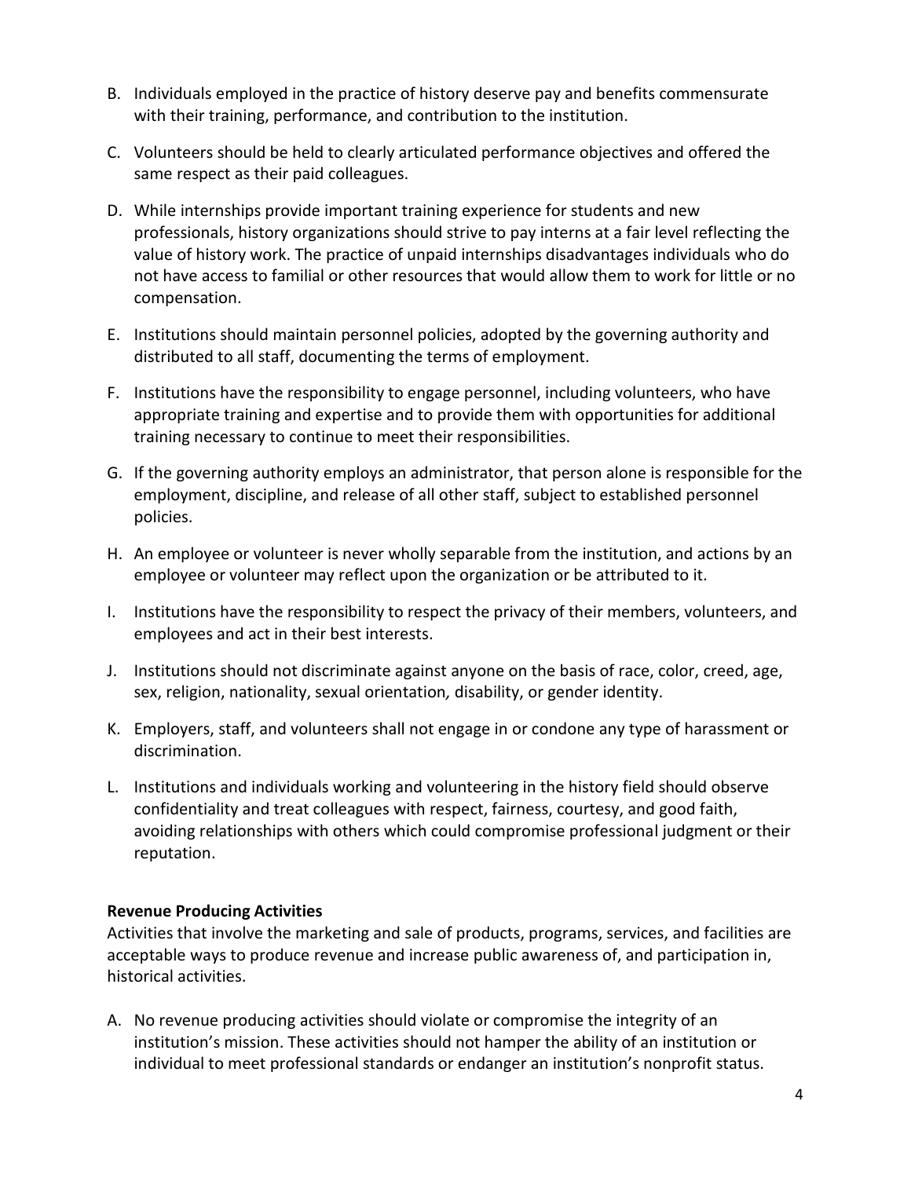B. Individuals employed in the practice of history deserve pay and benefits commensurate with their training, performance, and contribution to the institution.

C. Volunteers should be held to clearly articulated performance objectives and offered the same respect as their paid colleagues.

D. While internships provide important training experience for students and new professionals, history organizations should strive to pay interns at a fair level reflecting the value of history work. The practice of unpaid internships disadvantages individuals who do not have access to familial or other resources that would allow them to work for little or no compensation.

E. Institutions should maintain personnel policies, adopted by the governing authority and distributed to all staff, documenting the terms of employment.

F. Institutions have the responsibility to engage personnel, including volunteers, who have appropriate training and expertise and to provide them with opportunities for additional training necessary to continue to meet their responsibilities.

G. If the governing authority employs an administrator, that person alone is responsible for the employment, discipline, and release of all other staff, subject to established personnel policies.

H. An employee or volunteer is never wholly separable from the institution, and actions by an employee or volunteer may reflect upon the organization or be attributed to it.

I. Institutions have the responsibility to respect the privacy of their members, volunteers, and employees and act in their best interests.

J. Institutions should not discriminate against anyone on the basis of race, color, creed, age, sex, religion, nationality, sexual orientation, disability, or gender identity.

K. Employers, staff, and volunteers shall not engage in or condone any type of harassment or discrimination.

L. Institutions and individuals working and volunteering in the history field should observe confidentiality and treat colleagues with respect, fairness, courtesy, and good faith, avoiding relationships with others which could compromise professional judgment or their reputation.

**Revenue Producing Activities**

Activities that involve the marketing and sale of products, programs, services, and facilities are acceptable ways to produce revenue and increase public awareness of, and participation in, historical activities.

A. No revenue producing activities should violate or compromise the integrity of an institution's mission. These activities should not hamper the ability of an institution or individual to meet professional standards or endanger an institution's nonprofit status.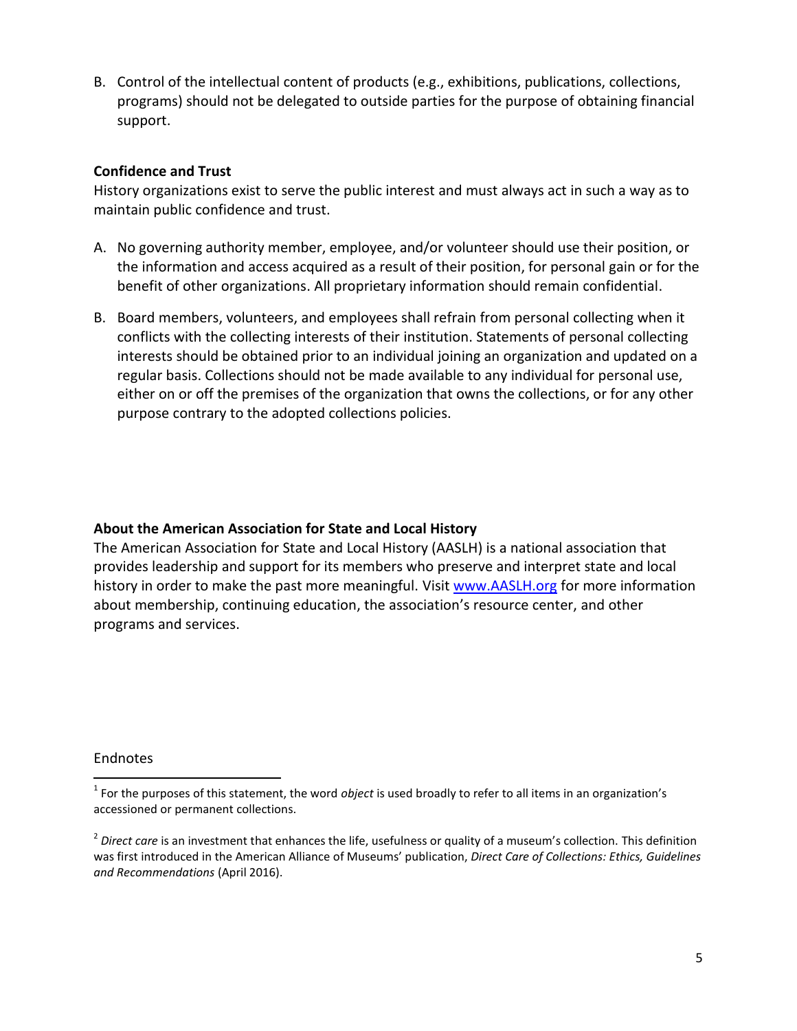B. Control of the intellectual content of products (e.g., exhibitions, publications, collections, programs) should not be delegated to outside parties for the purpose of obtaining financial support.

**Confidence and Trust**

History organizations exist to serve the public interest and must always act in such a way as to maintain public confidence and trust.

A. No governing authority member, employee, and/or volunteer should use their position, or the information and access acquired as a result of their position, for personal gain or for the benefit of other organizations. All proprietary information should remain confidential.

B. Board members, volunteers, and employees shall refrain from personal collecting when it conflicts with the collecting interests of their institution. Statements of personal collecting interests should be obtained prior to an individual joining an organization and updated on a regular basis. Collections should not be made available to any individual for personal use, either on or off the premises of the organization that owns the collections, or for any other purpose contrary to the adopted collections policies.

**About the American Association for State and Local History**

The American Association for State and Local History (AASLH) is a national association that provides leadership and support for its members who preserve and interpret state and local history in order to make the past more meaningful. Visit [www.AASLH.org](http://www.AASLH.org) for more information about membership, continuing education, the association's resource center, and other programs and services.

Endnotes

[1] For the purposes of this statement, the word *object* is used broadly to refer to all items in an organization's accessioned or permanent collections.

[2] *Direct care* is an investment that enhances the life, usefulness or quality of a museum's collection. This definition was first introduced in the American Alliance of Museums' publication, *Direct Care of Collections: Ethics, Guidelines and Recommendations* (April 2016).